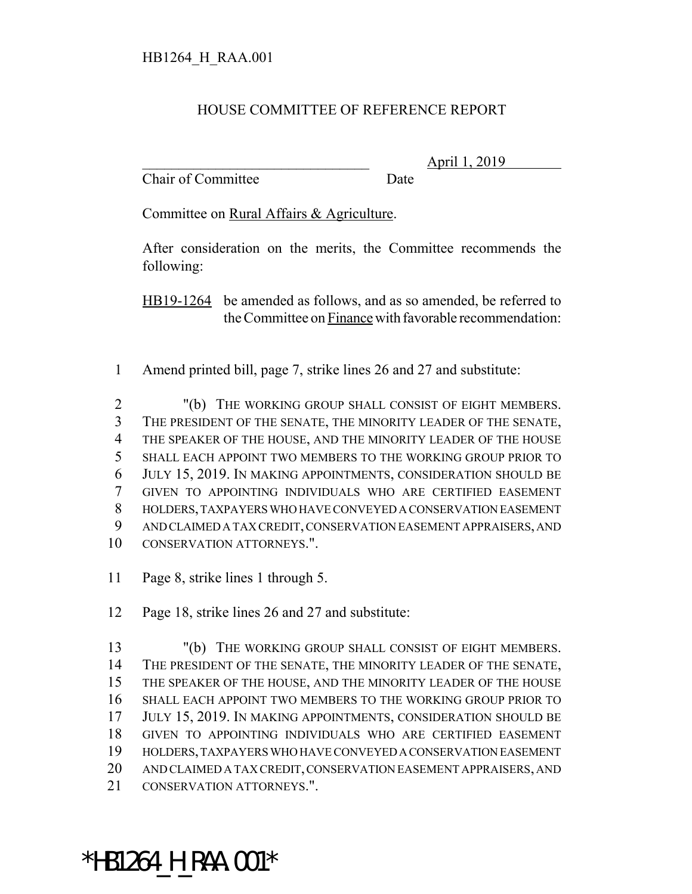HB1264_H_RAA.001

# HOUSE COMMITTEE OF REFERENCE REPORT

_______________________________ April 1, 2019
Chair of Committee Date

Committee on Rural Affairs & Agriculture.

After consideration on the merits, the Committee recommends the following:

HB19-1264 be amended as follows, and as so amended, be referred to the Committee on Finance with favorable recommendation:

1 Amend printed bill, page 7, strike lines 26 and 27 and substitute:

2 "(b) THE WORKING GROUP SHALL CONSIST OF EIGHT MEMBERS.
3 THE PRESIDENT OF THE SENATE, THE MINORITY LEADER OF THE SENATE,
4 THE SPEAKER OF THE HOUSE, AND THE MINORITY LEADER OF THE HOUSE
5 SHALL EACH APPOINT TWO MEMBERS TO THE WORKING GROUP PRIOR TO
6 JULY 15, 2019. IN MAKING APPOINTMENTS, CONSIDERATION SHOULD BE
7 GIVEN TO APPOINTING INDIVIDUALS WHO ARE CERTIFIED EASEMENT
8 HOLDERS, TAXPAYERS WHO HAVE CONVEYED A CONSERVATION EASEMENT
9 AND CLAIMED A TAX CREDIT, CONSERVATION EASEMENT APPRAISERS, AND
10 CONSERVATION ATTORNEYS.".

11 Page 8, strike lines 1 through 5.

12 Page 18, strike lines 26 and 27 and substitute:

13 "(b) THE WORKING GROUP SHALL CONSIST OF EIGHT MEMBERS.
14 THE PRESIDENT OF THE SENATE, THE MINORITY LEADER OF THE SENATE,
15 THE SPEAKER OF THE HOUSE, AND THE MINORITY LEADER OF THE HOUSE
16 SHALL EACH APPOINT TWO MEMBERS TO THE WORKING GROUP PRIOR TO
17 JULY 15, 2019. IN MAKING APPOINTMENTS, CONSIDERATION SHOULD BE
18 GIVEN TO APPOINTING INDIVIDUALS WHO ARE CERTIFIED EASEMENT
19 HOLDERS, TAXPAYERS WHO HAVE CONVEYED A CONSERVATION EASEMENT
20 AND CLAIMED A TAX CREDIT, CONSERVATION EASEMENT APPRAISERS, AND
21 CONSERVATION ATTORNEYS.".

*HB1264_H_RAA.001*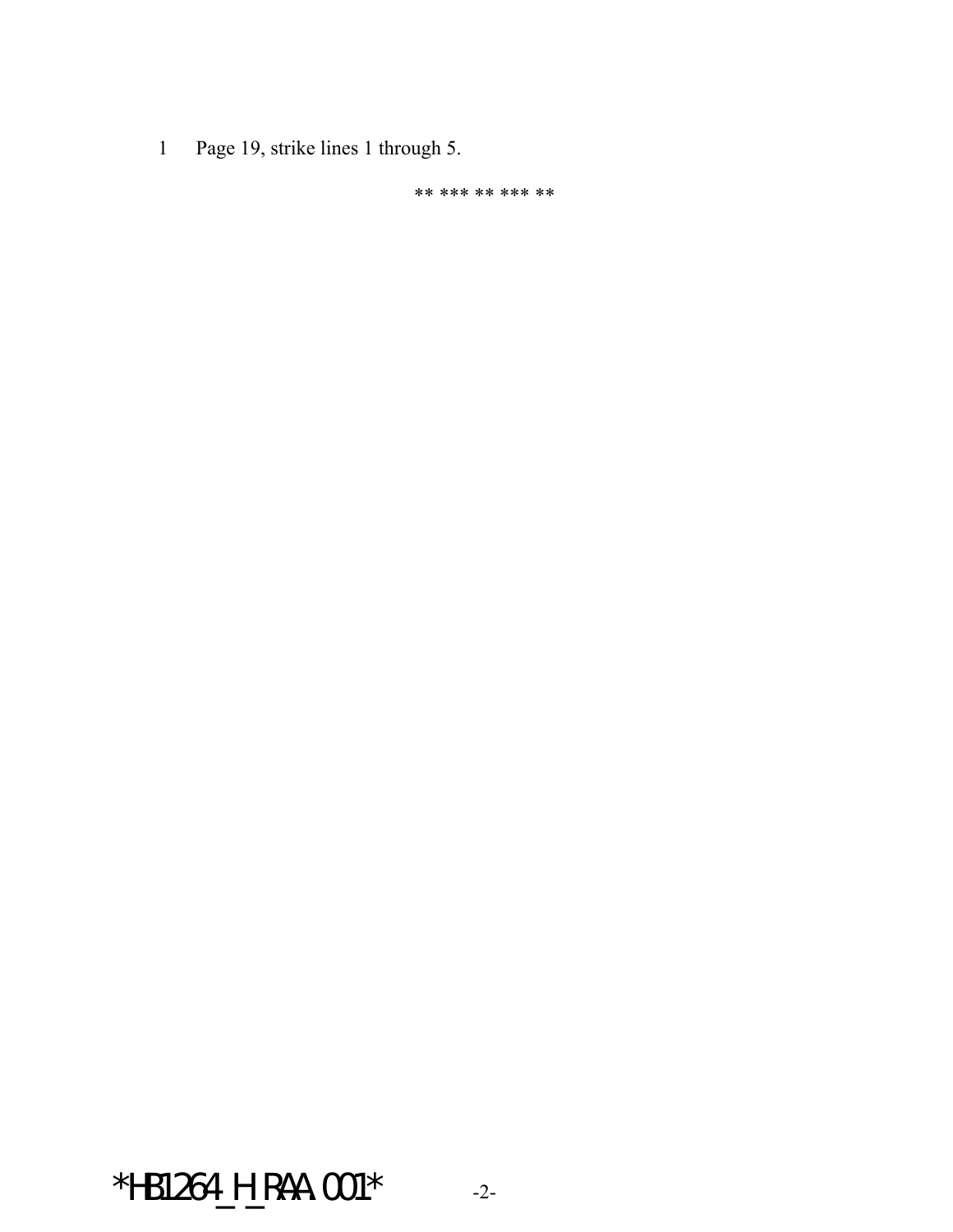1 Page 19, strike lines 1 through 5.

** *** ** *** **

*HB1264_H_RAA 001*